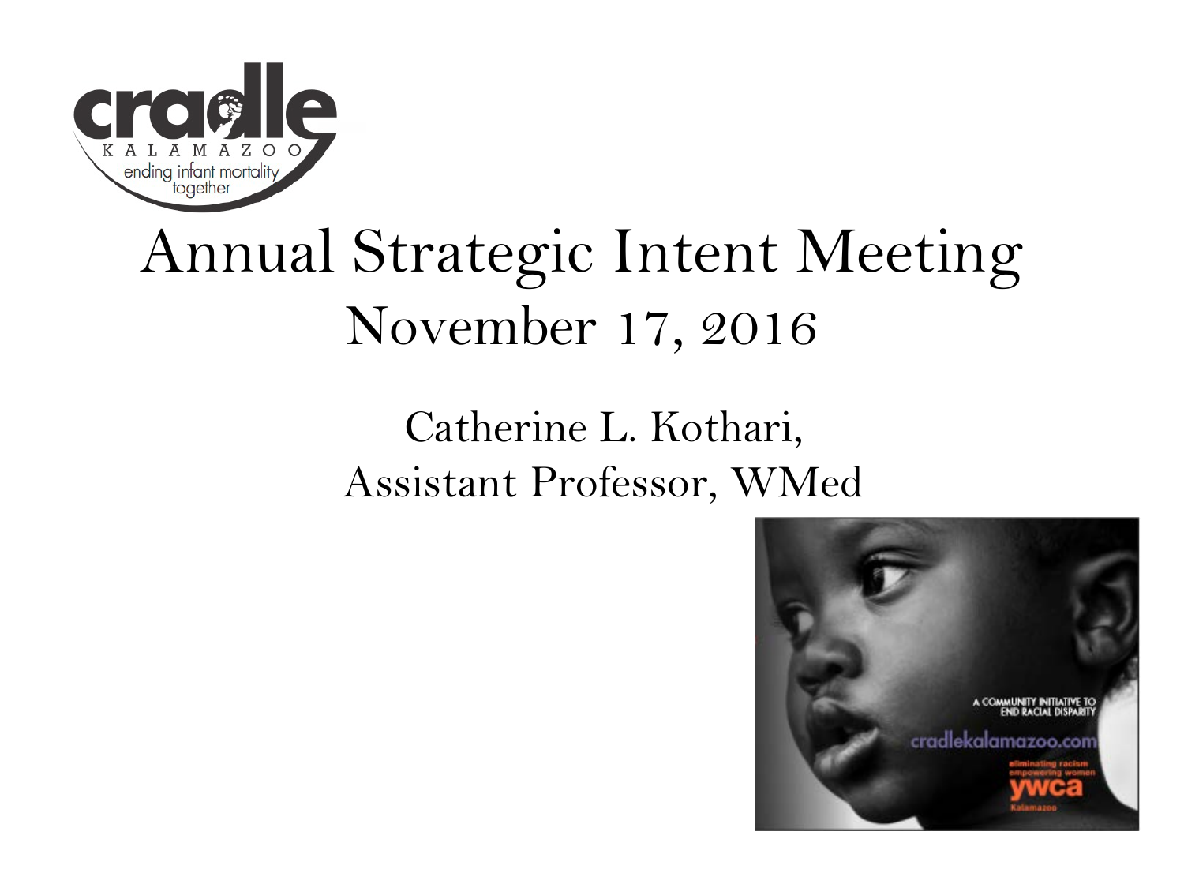# Annual Strategic Intent Meeting

## November 17, 2016

Catherine L. Kothari,
Assistant Professor, WMed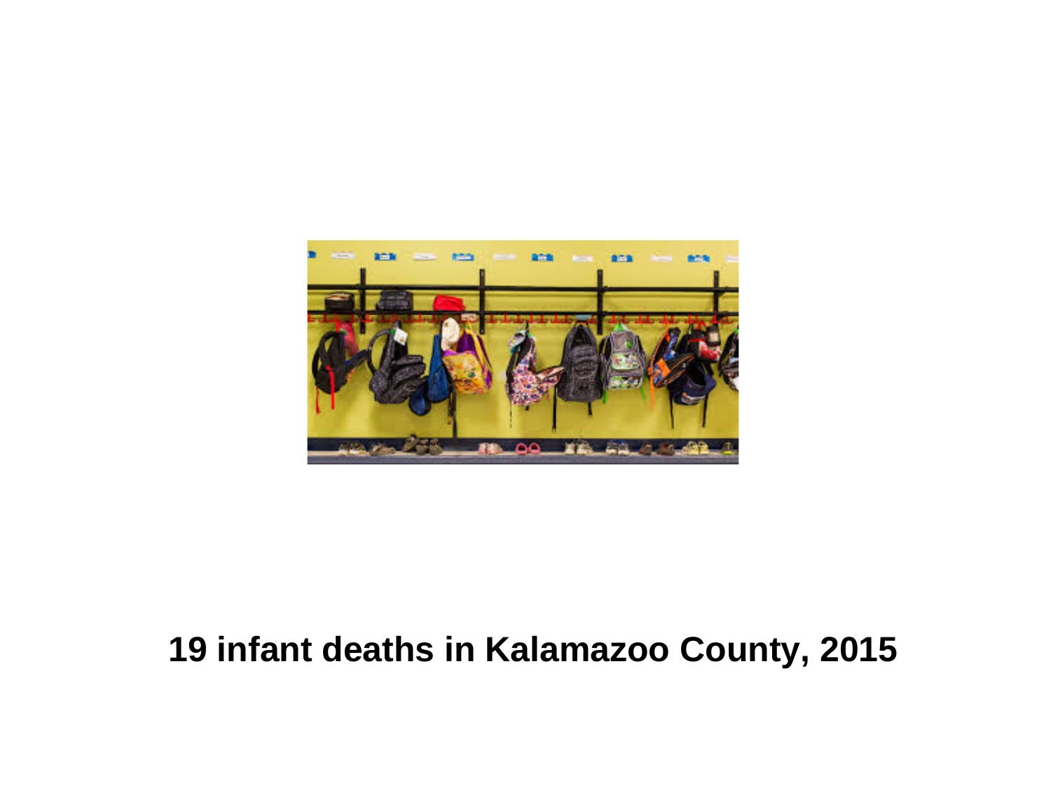**19 infant deaths in Kalamazoo County, 2015**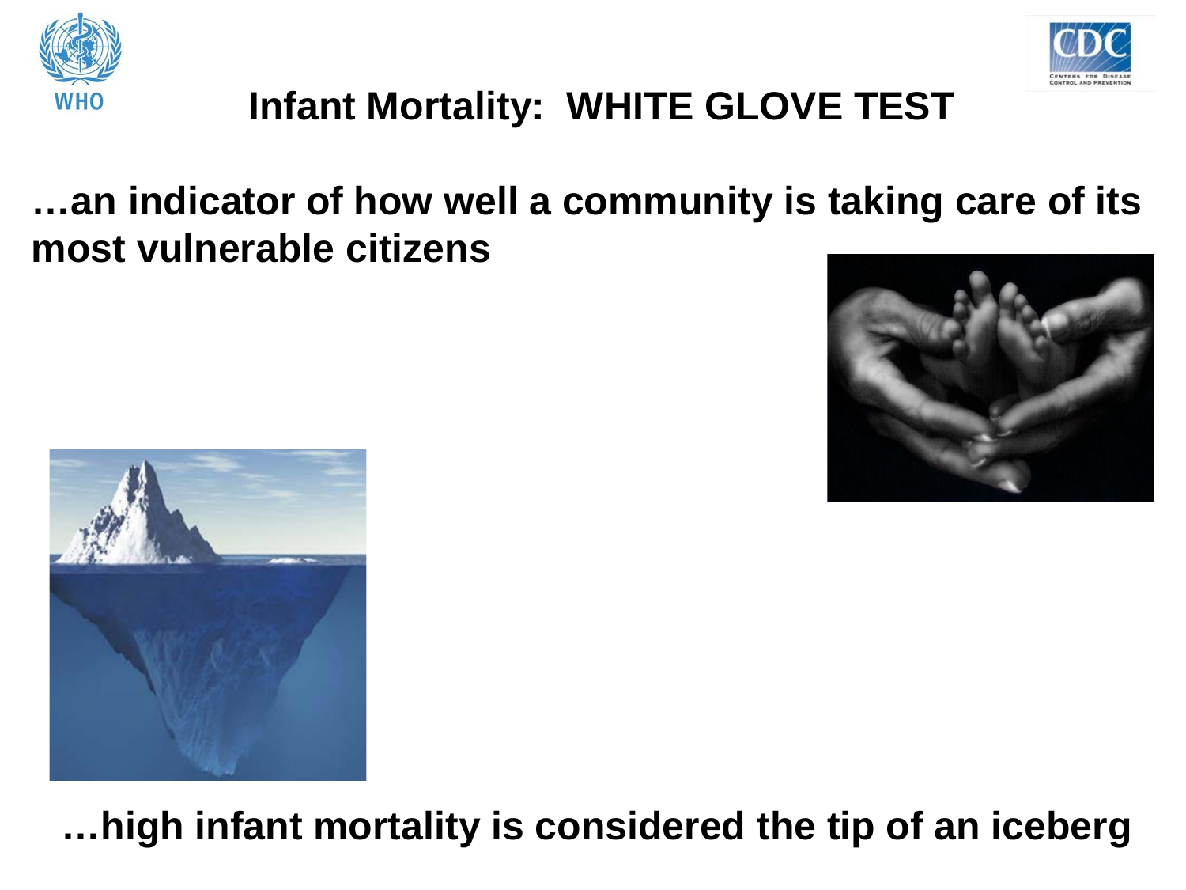# Infant Mortality: WHITE GLOVE TEST

**…an indicator of how well a community is taking care of its most vulnerable citizens**

**…high infant mortality is considered the tip of an iceberg**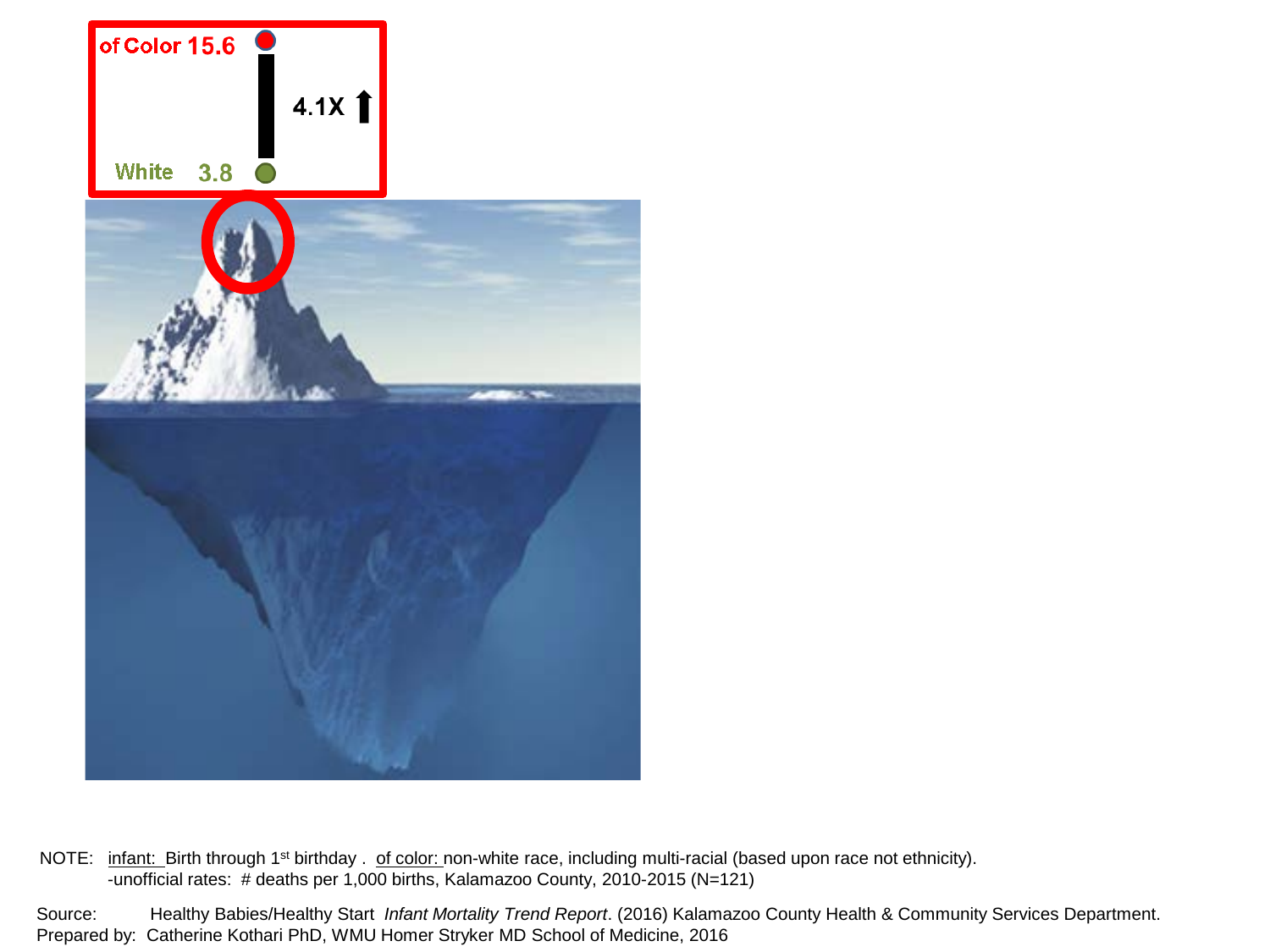of Color 15.6

4.1X ⬆

White 3.8

NOTE: infant: Birth through 1st birthday . of color: non-white race, including multi-racial (based upon race not ethnicity).
-unofficial rates: # deaths per 1,000 births, Kalamazoo County, 2010-2015 (N=121)

Source: Healthy Babies/Healthy Start *Infant Mortality Trend Report*. (2016) Kalamazoo County Health & Community Services Department.
Prepared by: Catherine Kothari PhD, WMU Homer Stryker MD School of Medicine, 2016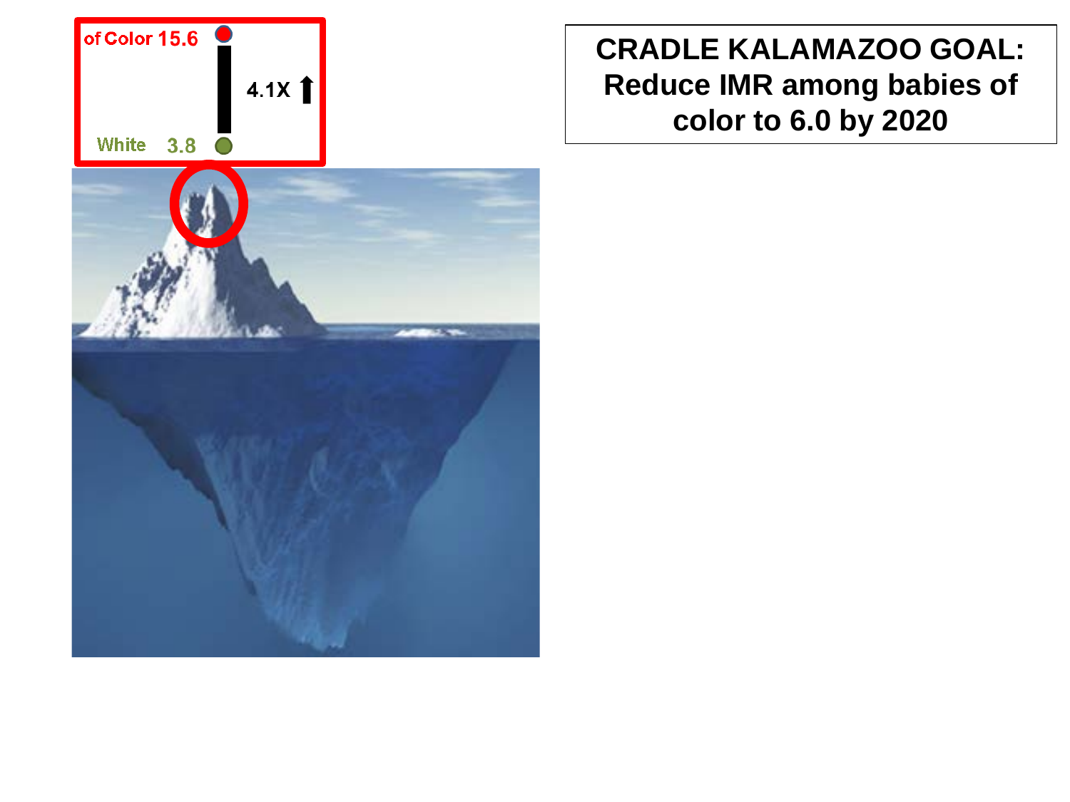of Color 15.6

4.1X ⬆

White 3.8

**CRADLE KALAMAZOO GOAL: Reduce IMR among babies of color to 6.0 by 2020**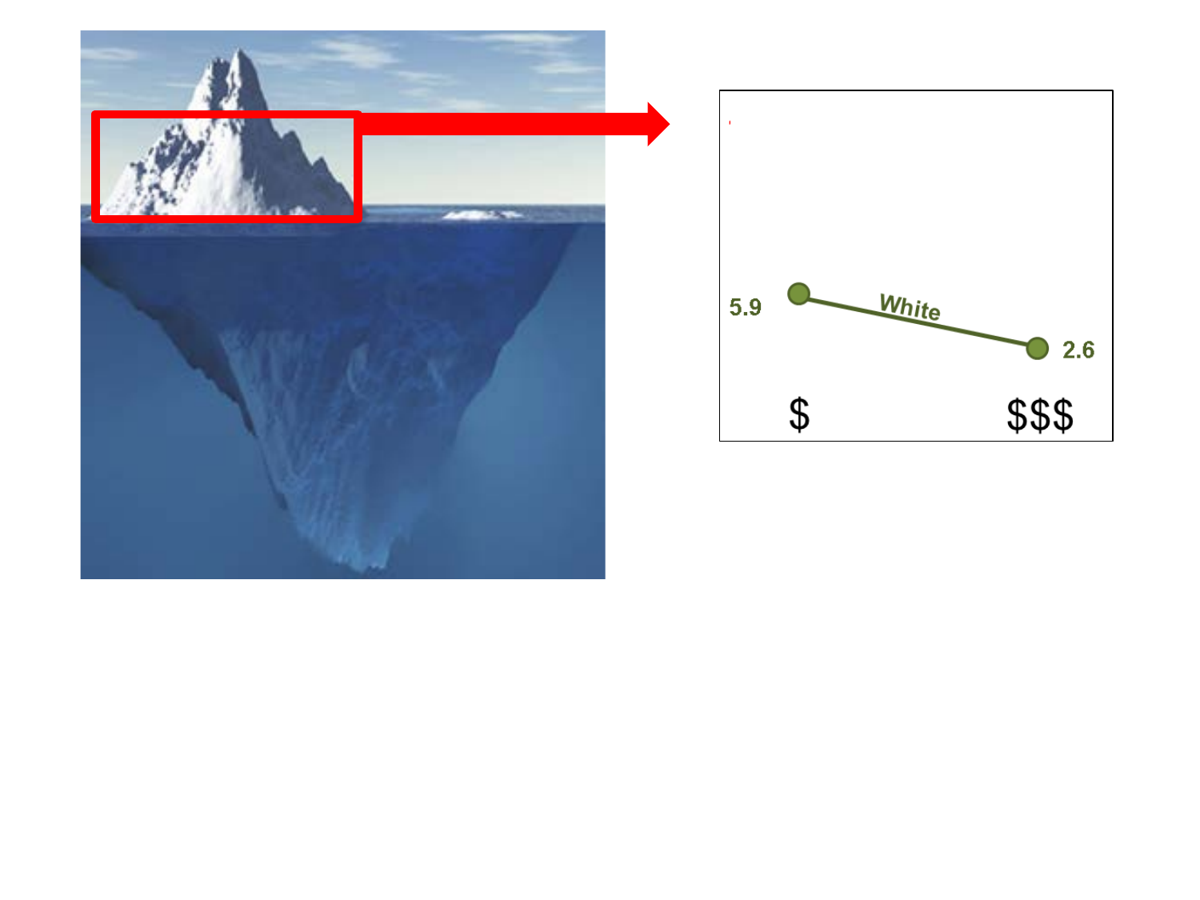5.9

White

2.6

$

$$$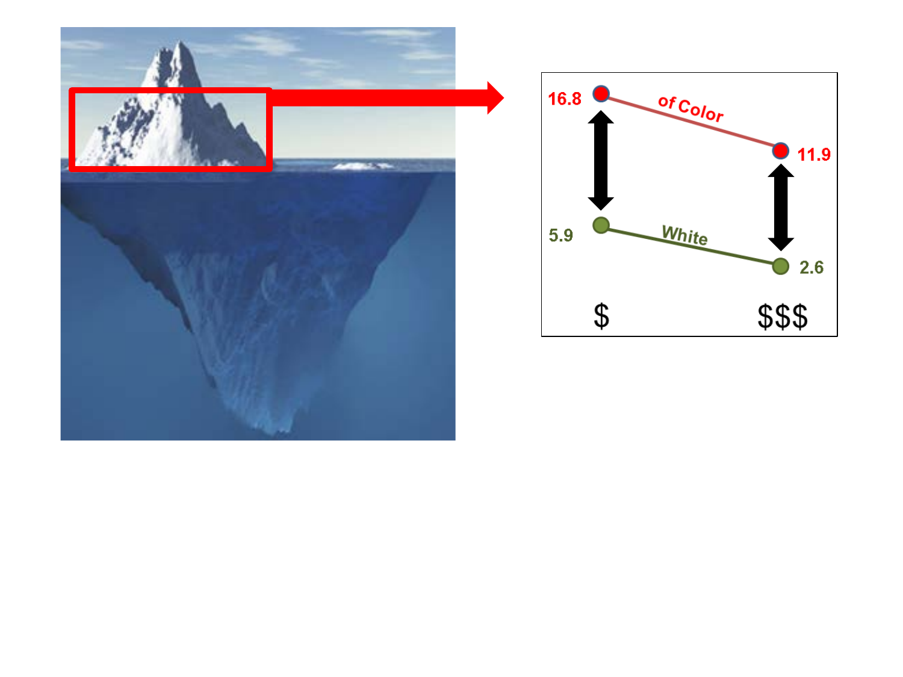16.8 of Color 11.9

5.9 White 2.6

$ $$$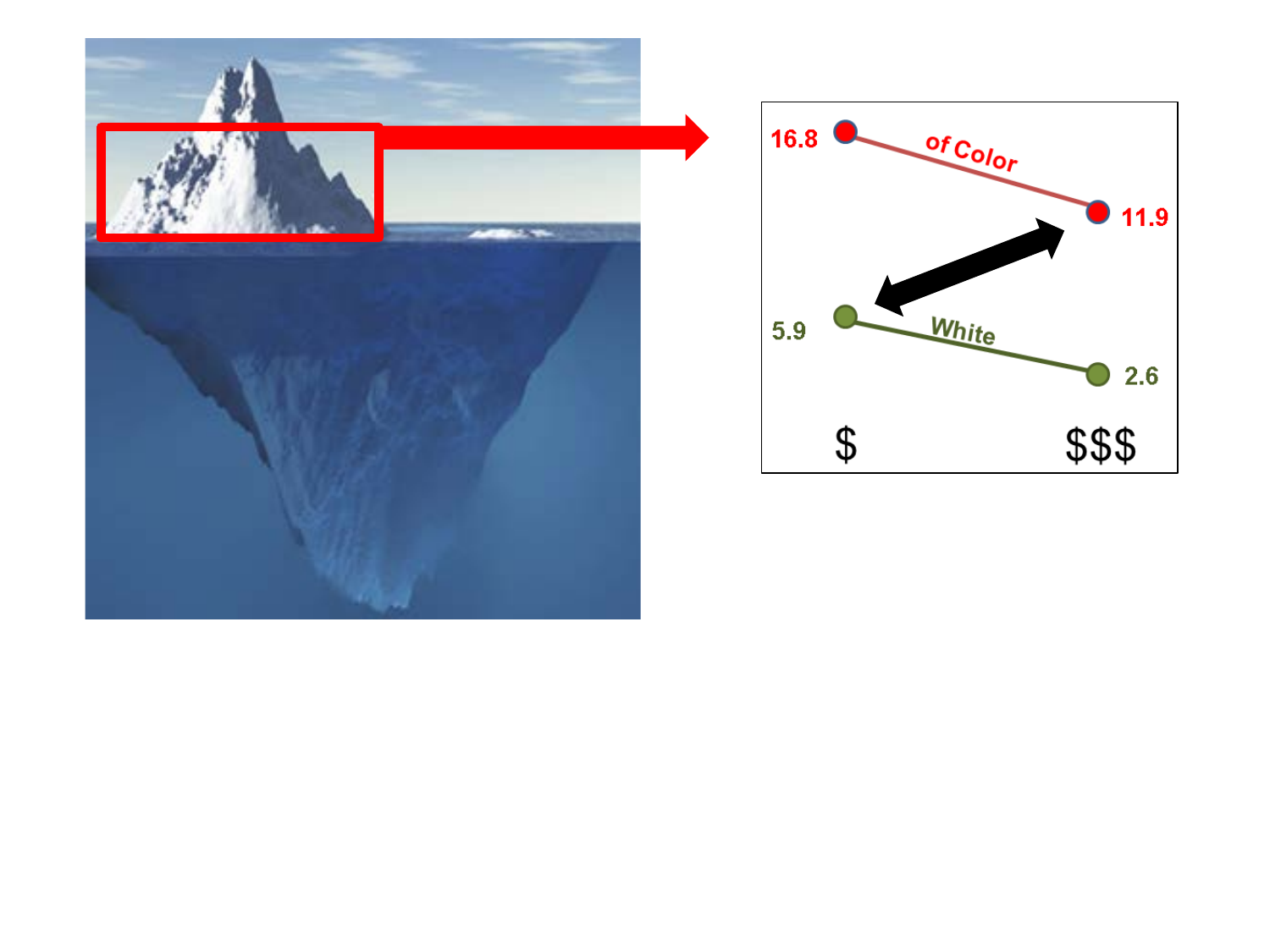| | $ | $$$ |
|---|---|---|
| of Color | 16.8 | 11.9 |
| White | 5.9 | 2.6 |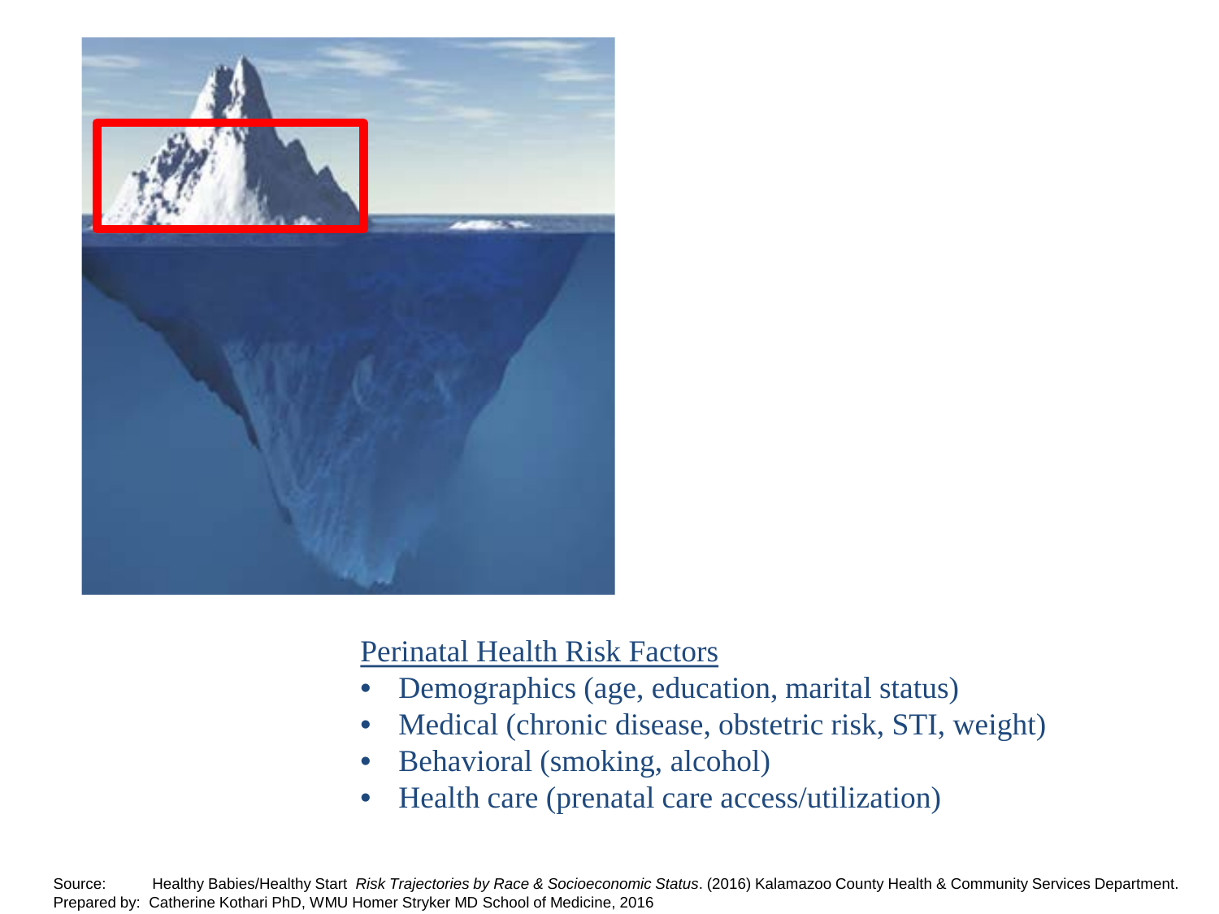Perinatal Health Risk Factors

- Demographics (age, education, marital status)
- Medical (chronic disease, obstetric risk, STI, weight)
- Behavioral (smoking, alcohol)
- Health care (prenatal care access/utilization)

Source: Healthy Babies/Healthy Start *Risk Trajectories by Race & Socioeconomic Status*. (2016) Kalamazoo County Health & Community Services Department.
Prepared by: Catherine Kothari PhD, WMU Homer Stryker MD School of Medicine, 2016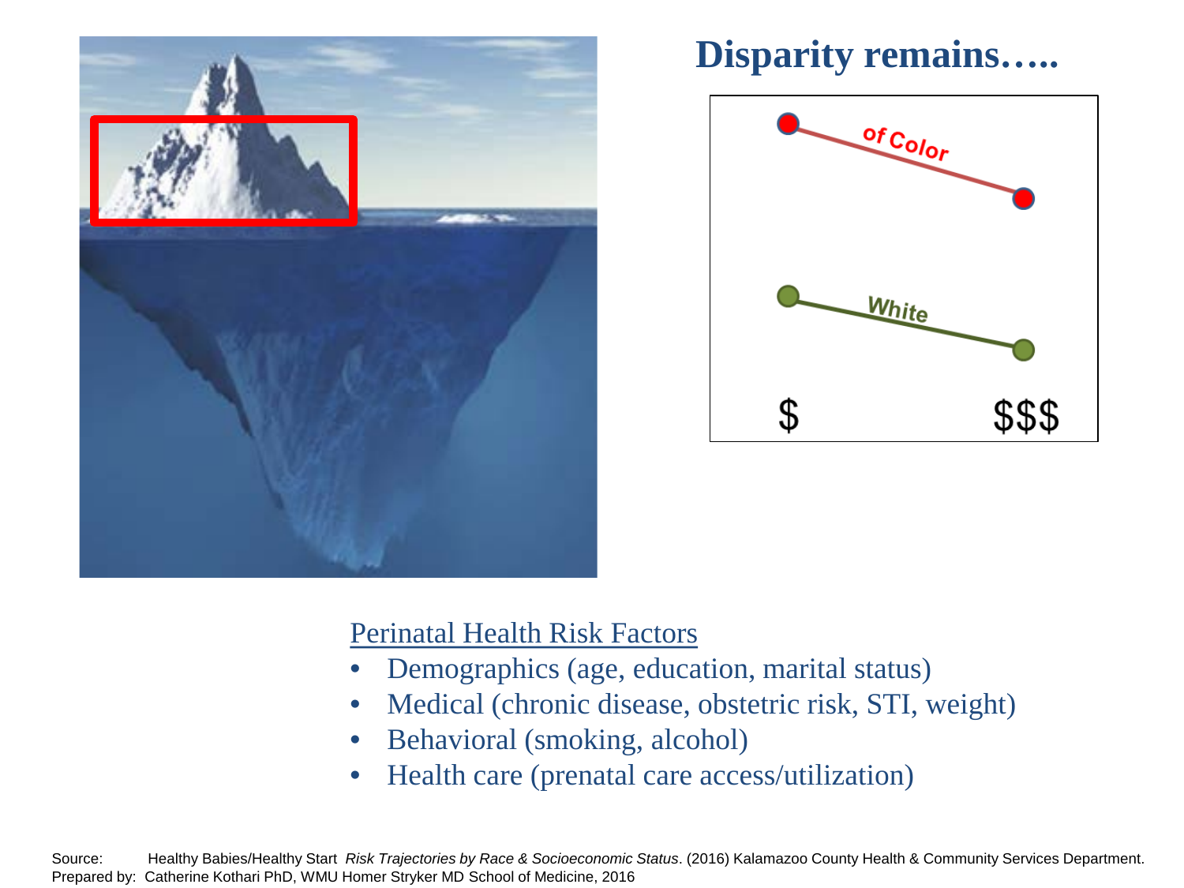## Disparity remains…..

of Color

White

$ $$$

Perinatal Health Risk Factors

- Demographics (age, education, marital status)
- Medical (chronic disease, obstetric risk, STI, weight)
- Behavioral (smoking, alcohol)
- Health care (prenatal care access/utilization)

Source: Healthy Babies/Healthy Start *Risk Trajectories by Race & Socioeconomic Status*. (2016) Kalamazoo County Health & Community Services Department.
Prepared by: Catherine Kothari PhD, WMU Homer Stryker MD School of Medicine, 2016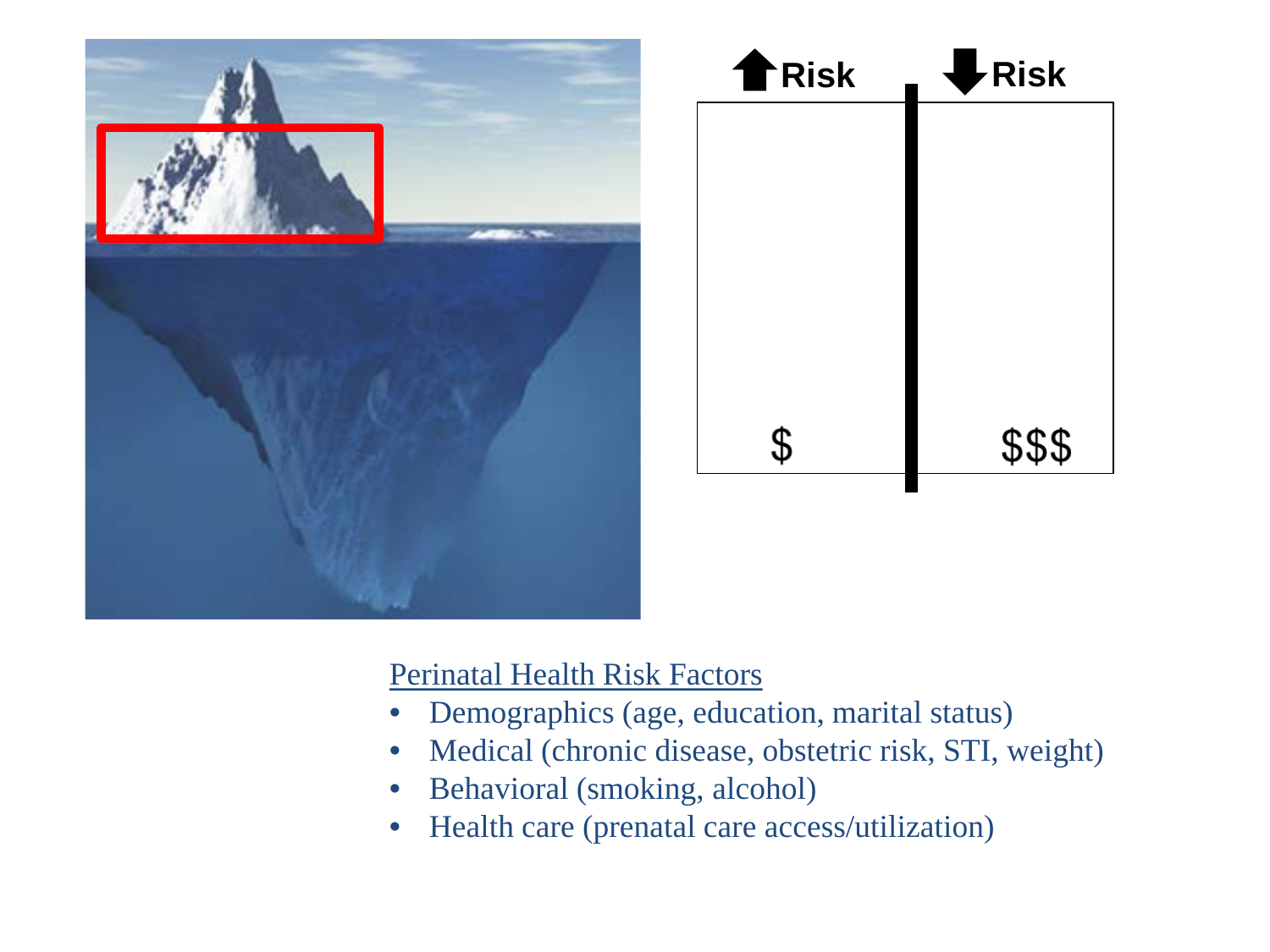↑Risk | ↓Risk

$ | $$$

<u>Perinatal Health Risk Factors</u>

- Demographics (age, education, marital status)
- Medical (chronic disease, obstetric risk, STI, weight)
- Behavioral (smoking, alcohol)
- Health care (prenatal care access/utilization)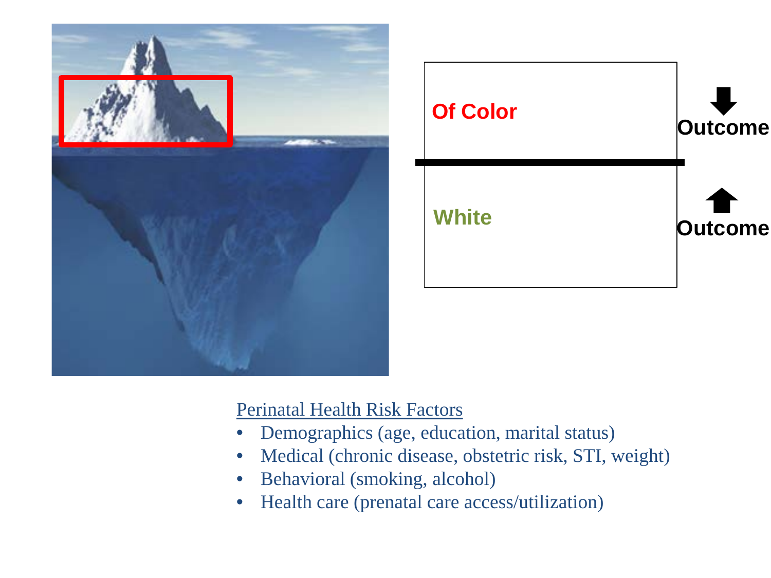Of Color

Outcome

White

Outcome

Perinatal Health Risk Factors

- Demographics (age, education, marital status)
- Medical (chronic disease, obstetric risk, STI, weight)
- Behavioral (smoking, alcohol)
- Health care (prenatal care access/utilization)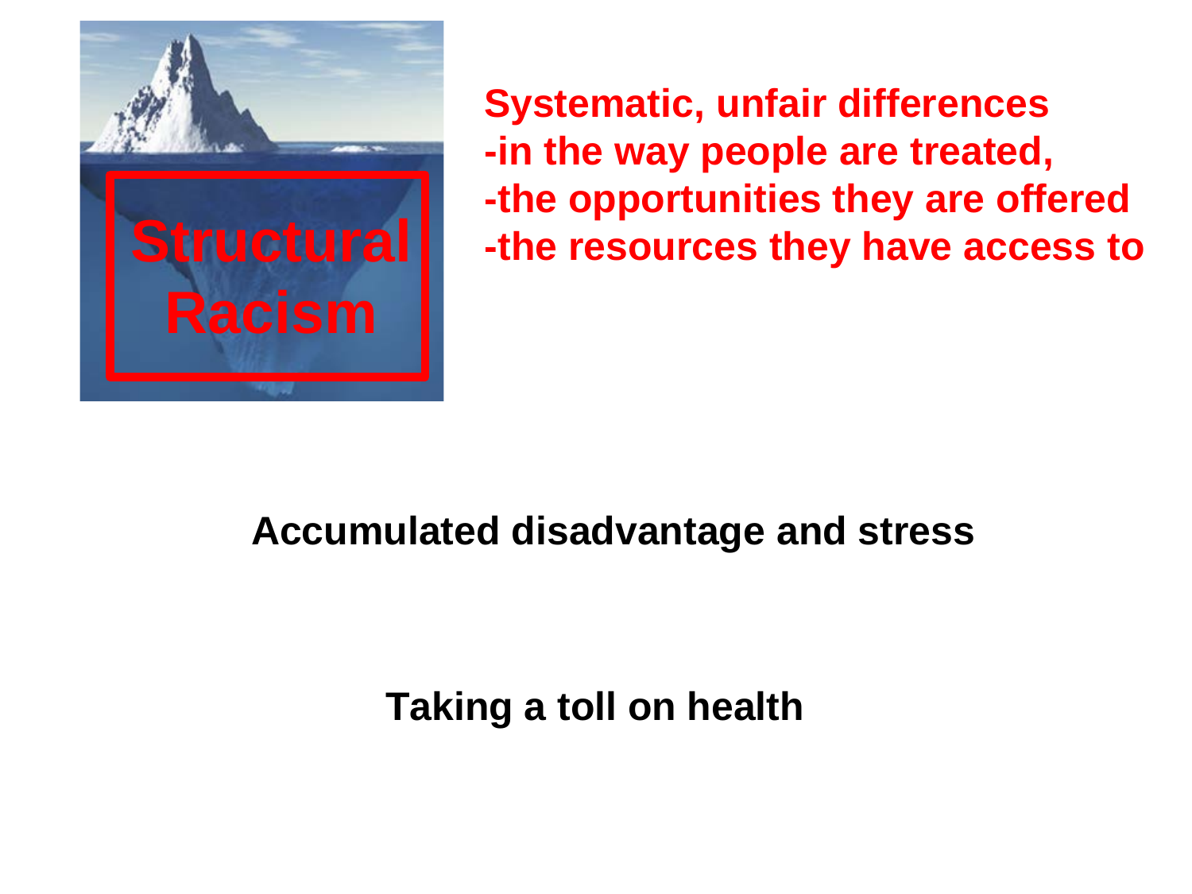**Structural Racism**

**Systematic, unfair differences**
**-in the way people are treated,**
**-the opportunities they are offered**
**-the resources they have access to**

**Accumulated disadvantage and stress**

**Taking a toll on health**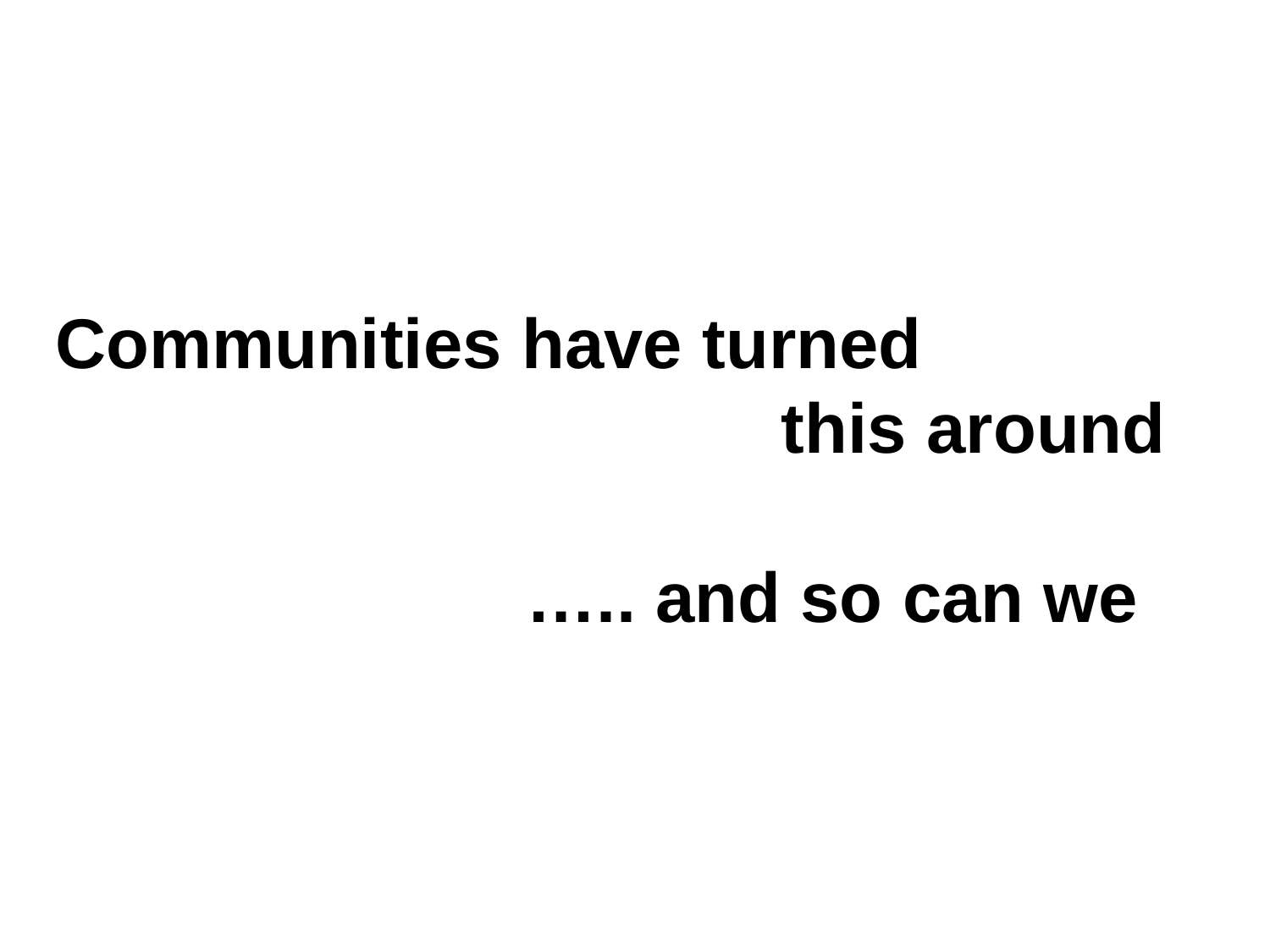**Communities have turned this around**

**….. and so can we**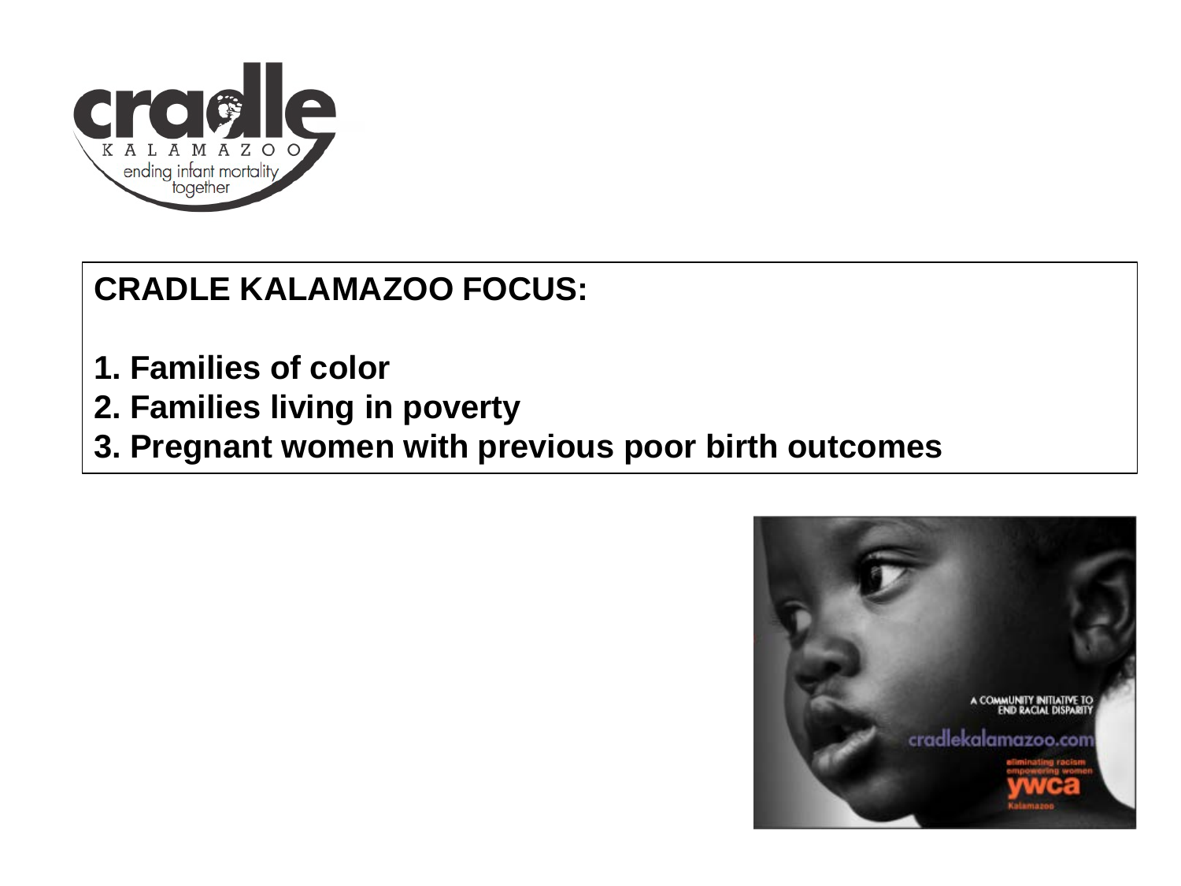**CRADLE KALAMAZOO FOCUS:**

1. Families of color
2. Families living in poverty
3. Pregnant women with previous poor birth outcomes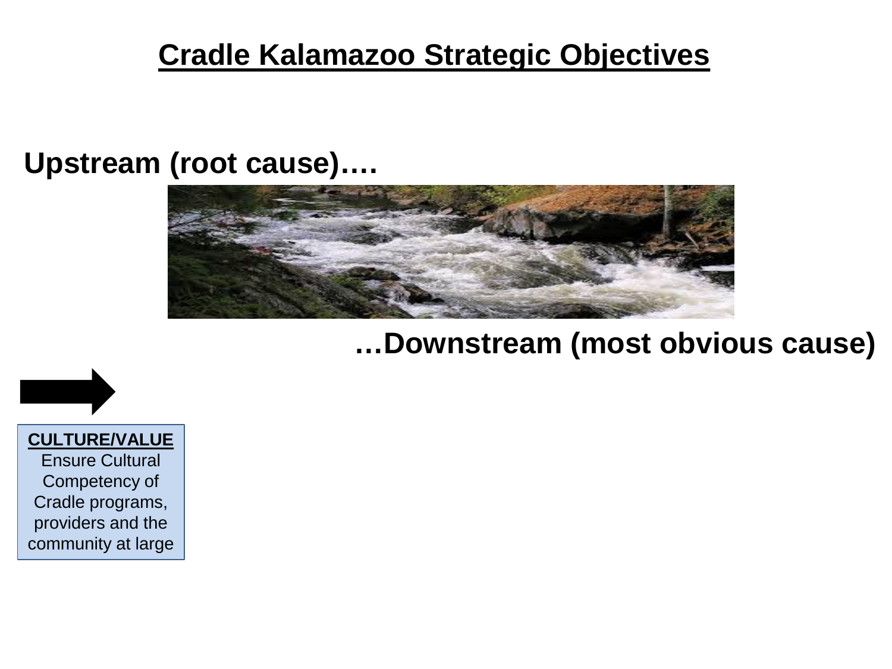# Cradle Kalamazoo Strategic Objectives

**Upstream (root cause)….**

**…Downstream (most obvious cause)**

**CULTURE/VALUE**

Ensure Cultural Competency of Cradle programs, providers and the community at large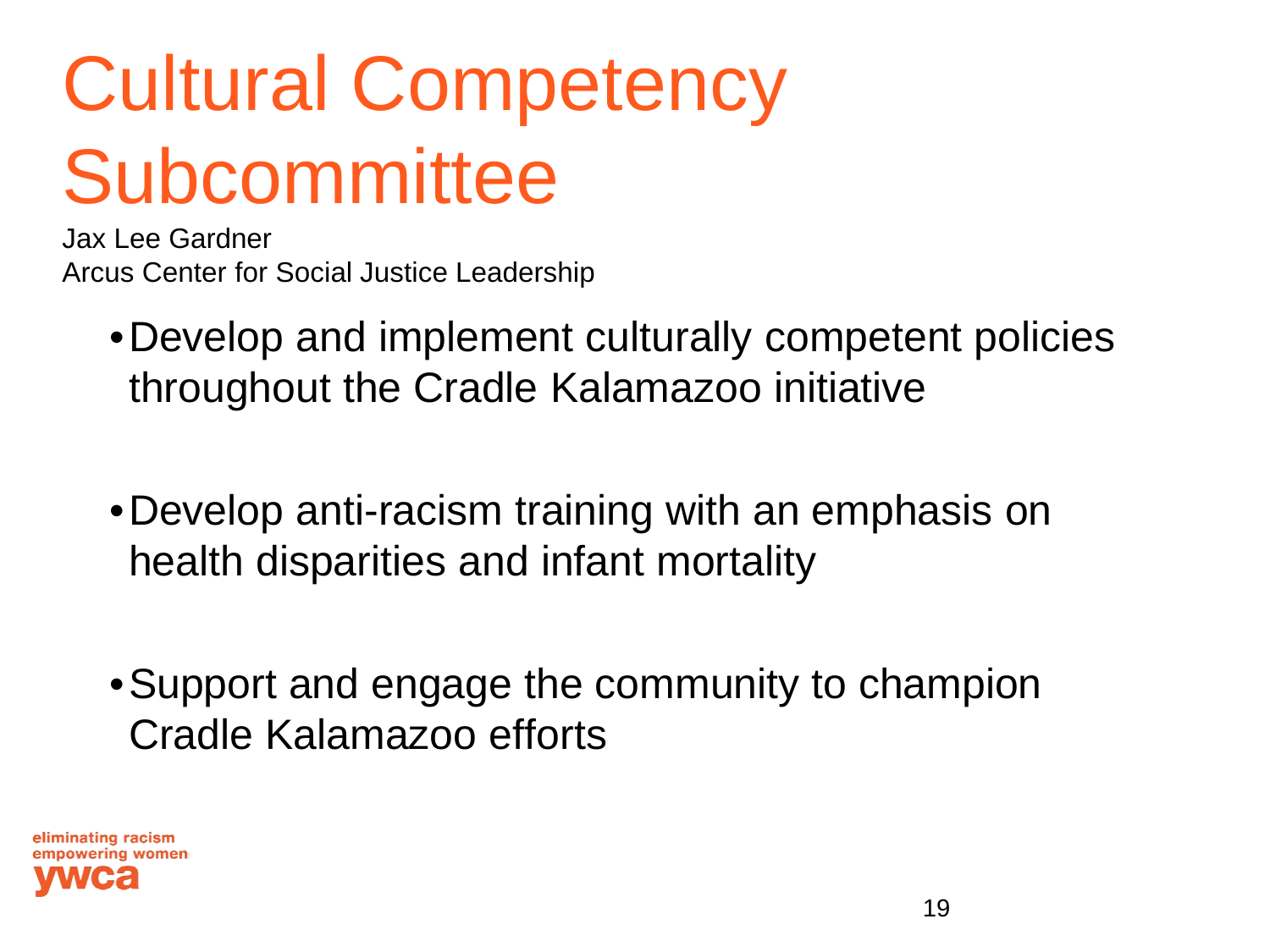# Cultural Competency Subcommittee

Jax Lee Gardner
Arcus Center for Social Justice Leadership

- Develop and implement culturally competent policies throughout the Cradle Kalamazoo initiative
- Develop anti-racism training with an emphasis on health disparities and infant mortality
- Support and engage the community to champion Cradle Kalamazoo efforts

eliminating racism
empowering women
ywca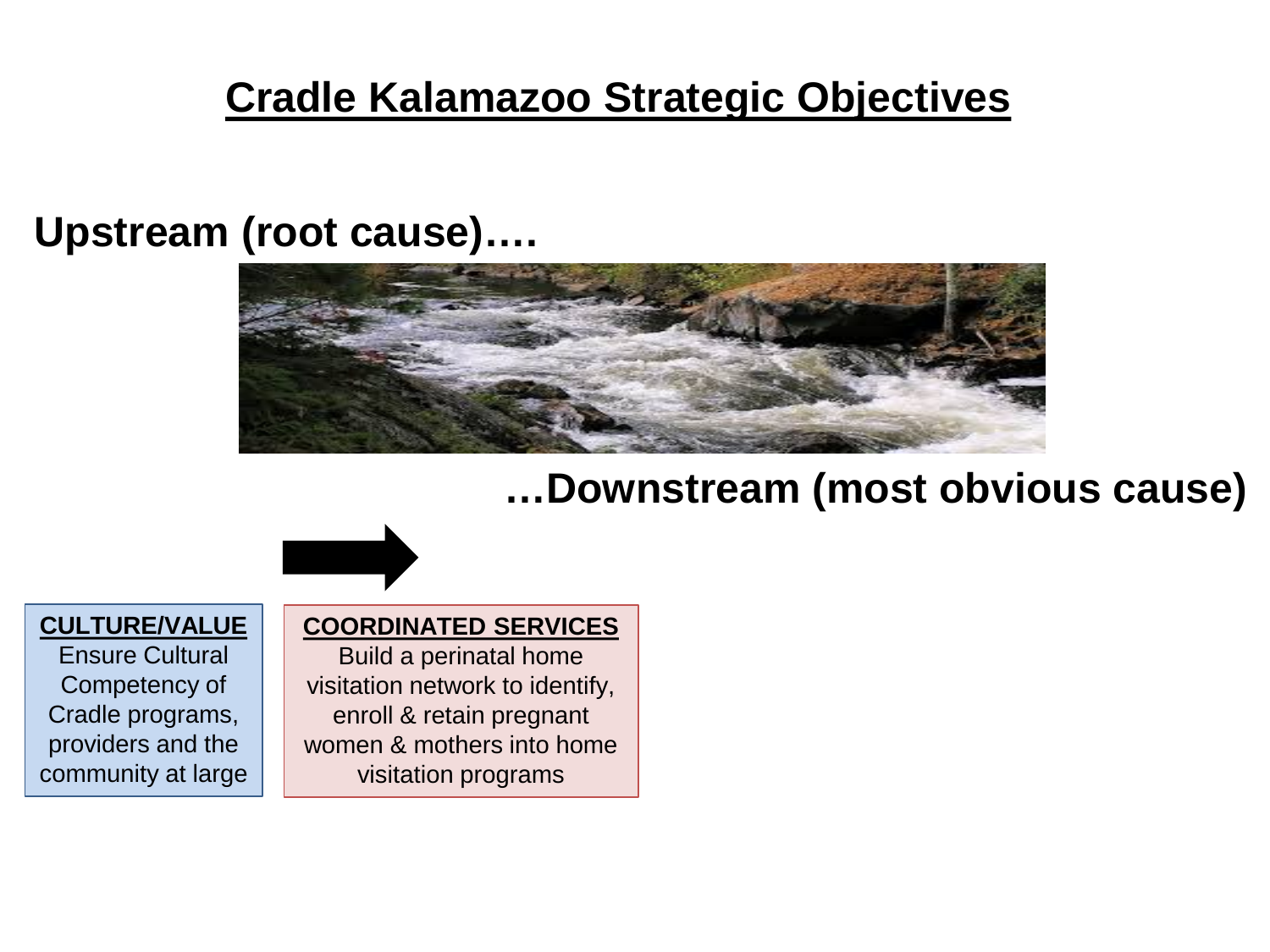# Cradle Kalamazoo Strategic Objectives

**Upstream (root cause)….**

**…Downstream (most obvious cause)**

**CULTURE/VALUE**
Ensure Cultural Competency of Cradle programs, providers and the community at large

**COORDINATED SERVICES**
Build a perinatal home visitation network to identify, enroll & retain pregnant women & mothers into home visitation programs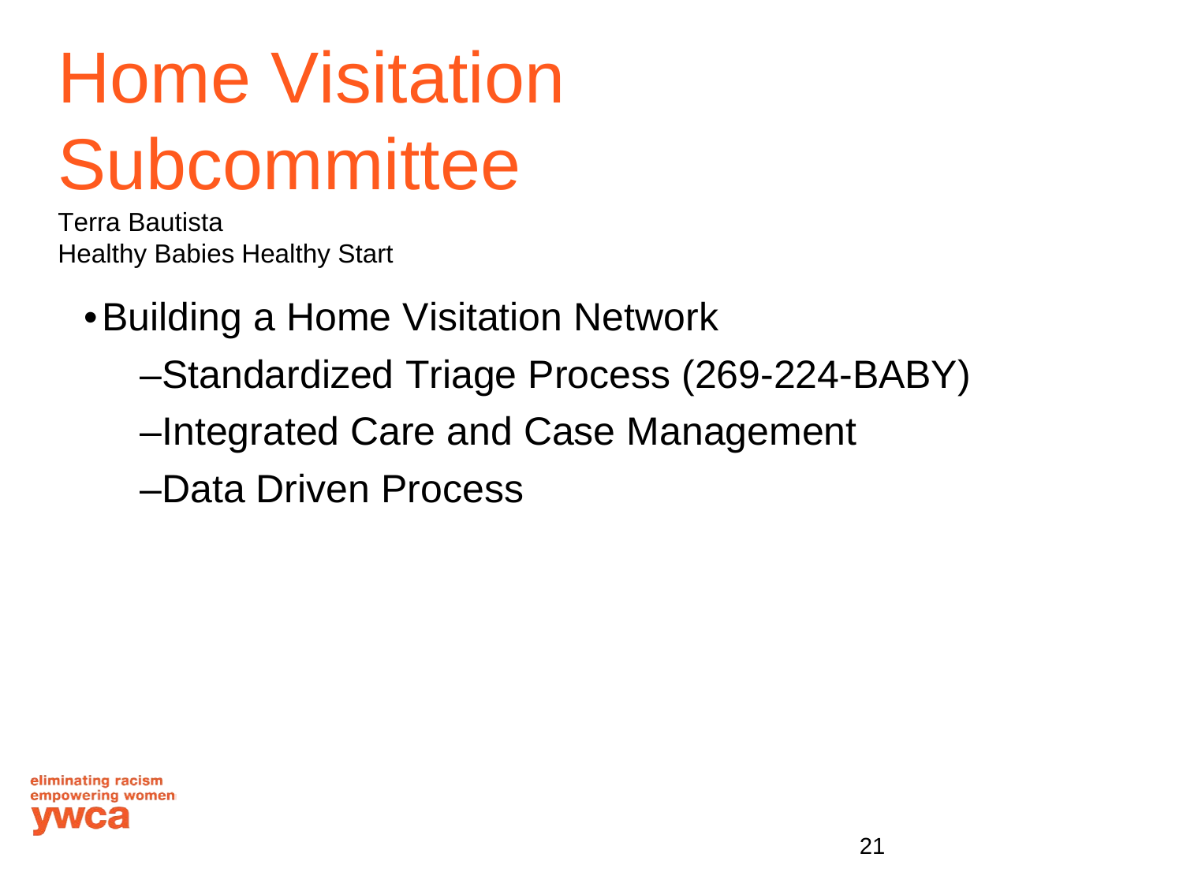# Home Visitation Subcommittee

Terra Bautista
Healthy Babies Healthy Start

- Building a Home Visitation Network
  - Standardized Triage Process (269-224-BABY)
  - Integrated Care and Case Management
  - Data Driven Process

eliminating racism
empowering women
ywca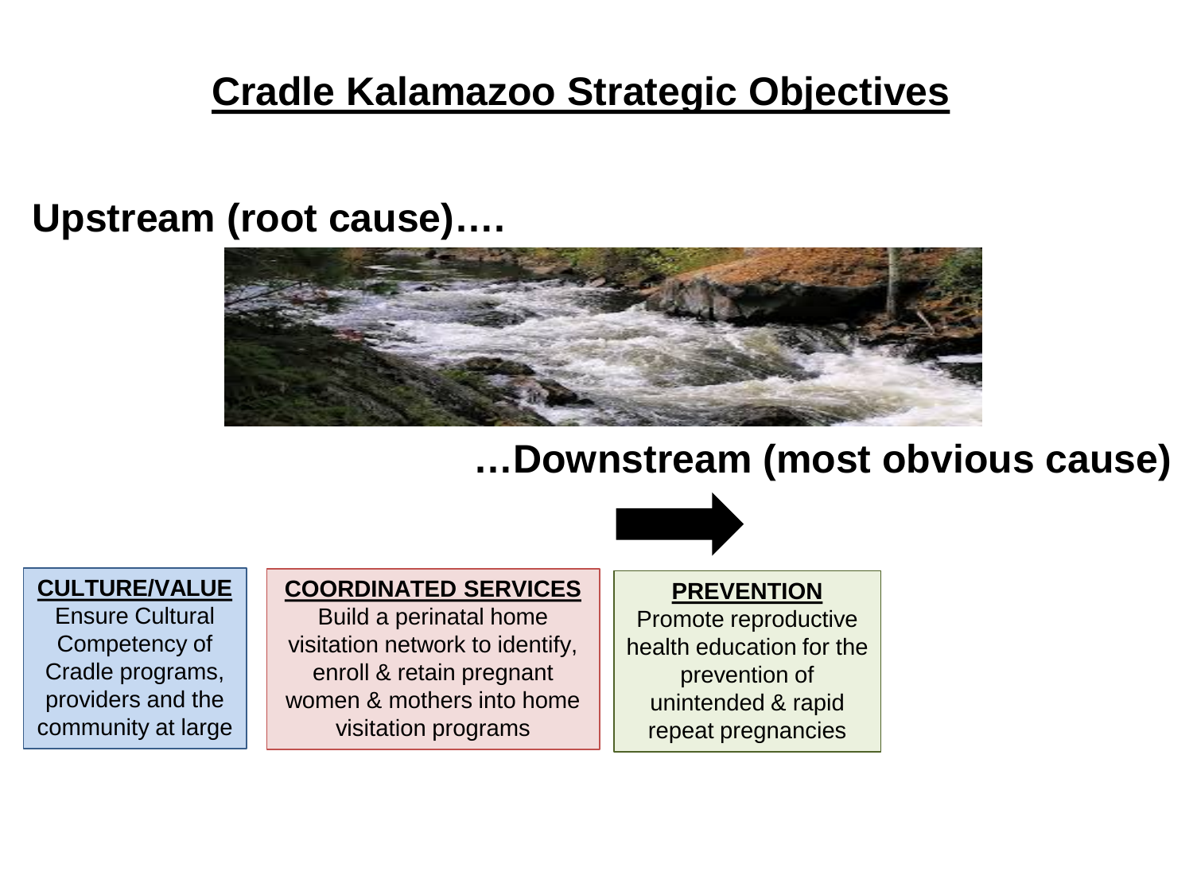# Cradle Kalamazoo Strategic Objectives

**Upstream (root cause)….**

**…Downstream (most obvious cause)**

**CULTURE/VALUE**
Ensure Cultural Competency of Cradle programs, providers and the community at large

**COORDINATED SERVICES**
Build a perinatal home visitation network to identify, enroll & retain pregnant women & mothers into home visitation programs

**PREVENTION**
Promote reproductive health education for the prevention of unintended & rapid repeat pregnancies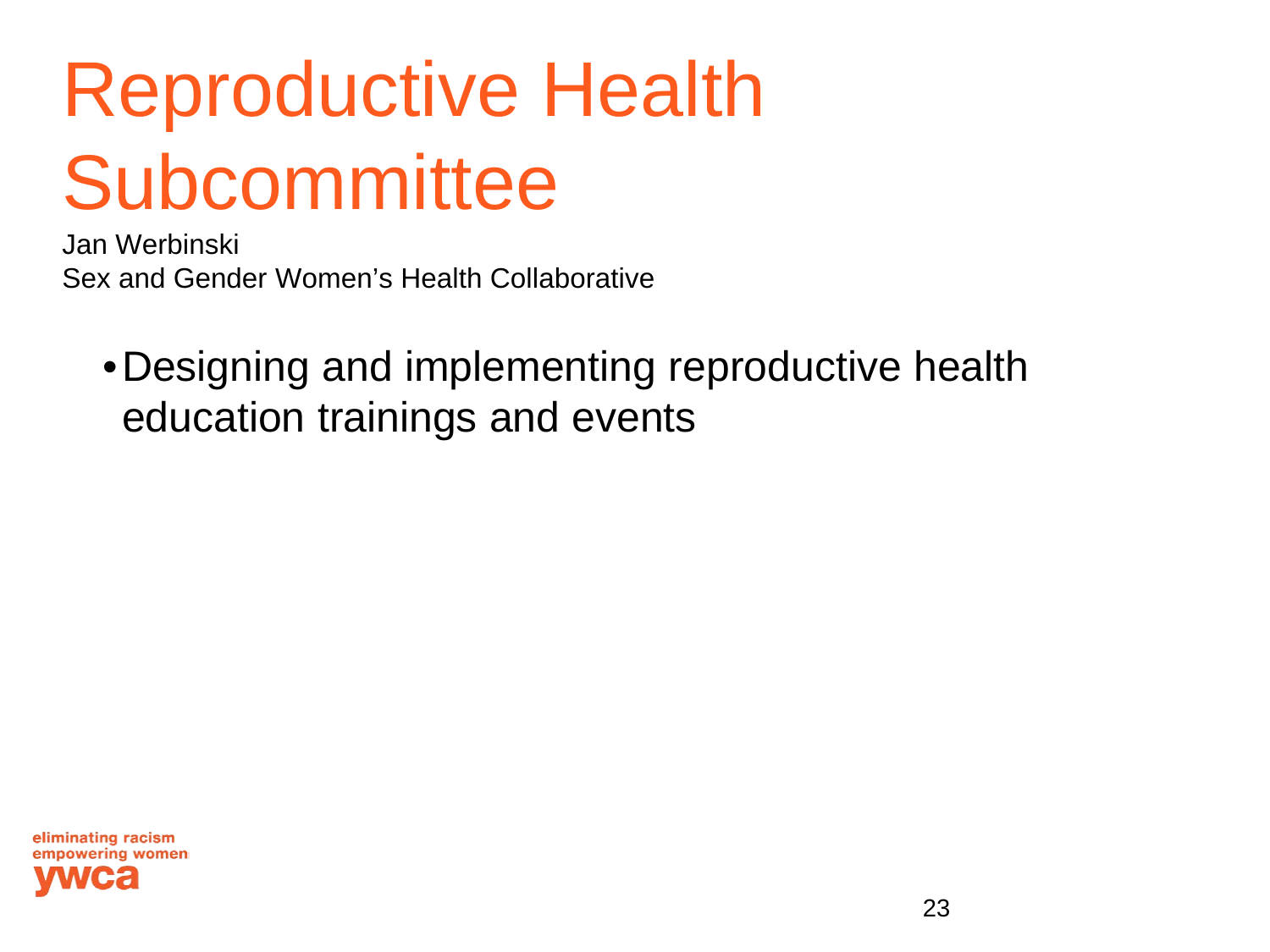# Reproductive Health Subcommittee

Jan Werbinski
Sex and Gender Women's Health Collaborative

- Designing and implementing reproductive health education trainings and events

eliminating racism
empowering women
ywca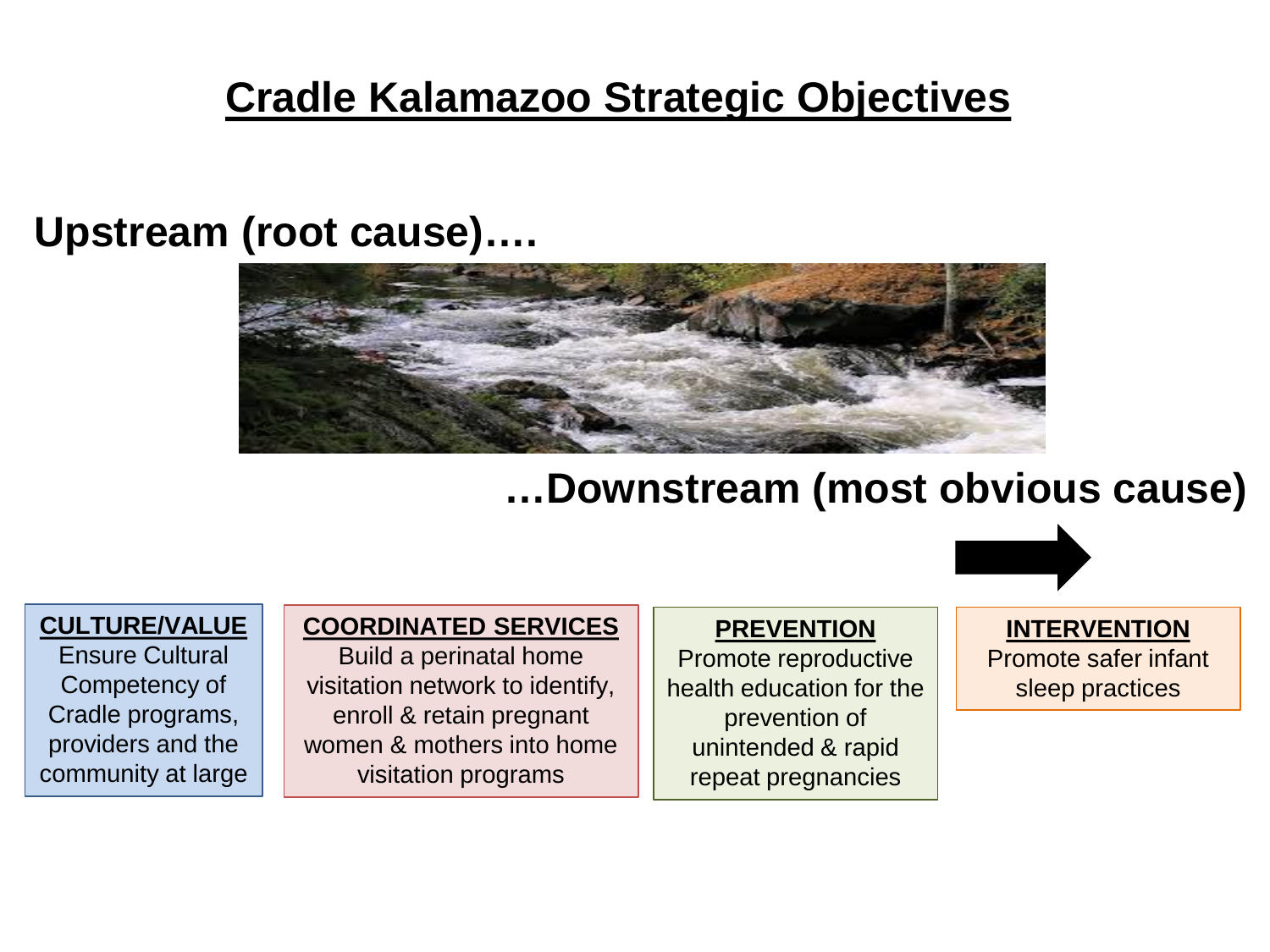# Cradle Kalamazoo Strategic Objectives

**Upstream (root cause)….**

**…Downstream (most obvious cause)**

**CULTURE/VALUE**
Ensure Cultural Competency of Cradle programs, providers and the community at large

**COORDINATED SERVICES**
Build a perinatal home visitation network to identify, enroll & retain pregnant women & mothers into home visitation programs

**PREVENTION**
Promote reproductive health education for the prevention of unintended & rapid repeat pregnancies

**INTERVENTION**
Promote safer infant sleep practices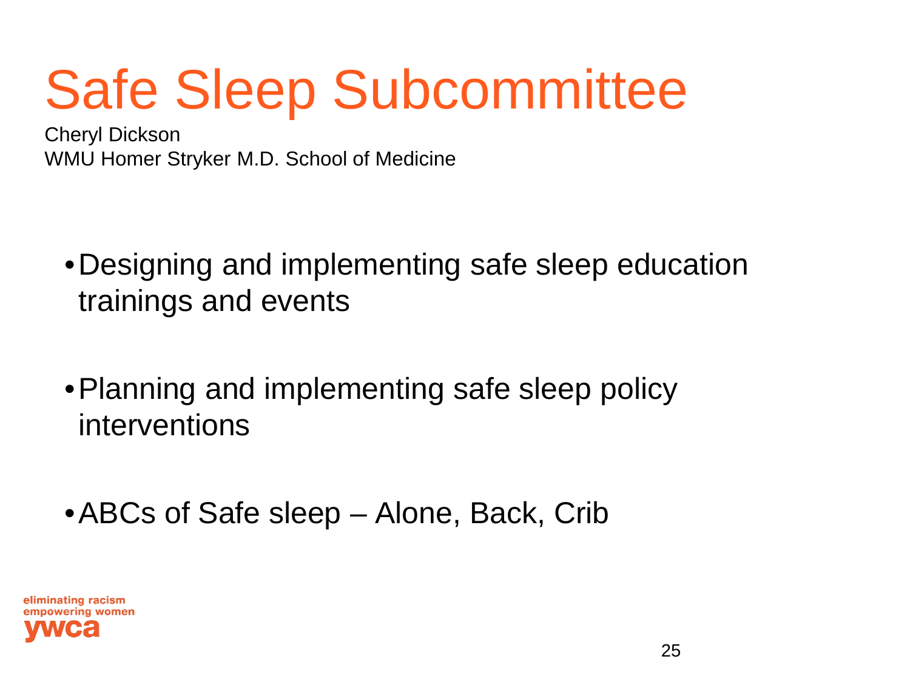# Safe Sleep Subcommittee

Cheryl Dickson
WMU Homer Stryker M.D. School of Medicine

- Designing and implementing safe sleep education trainings and events
- Planning and implementing safe sleep policy interventions
- ABCs of Safe sleep – Alone, Back, Crib

eliminating racism
empowering women
ywca